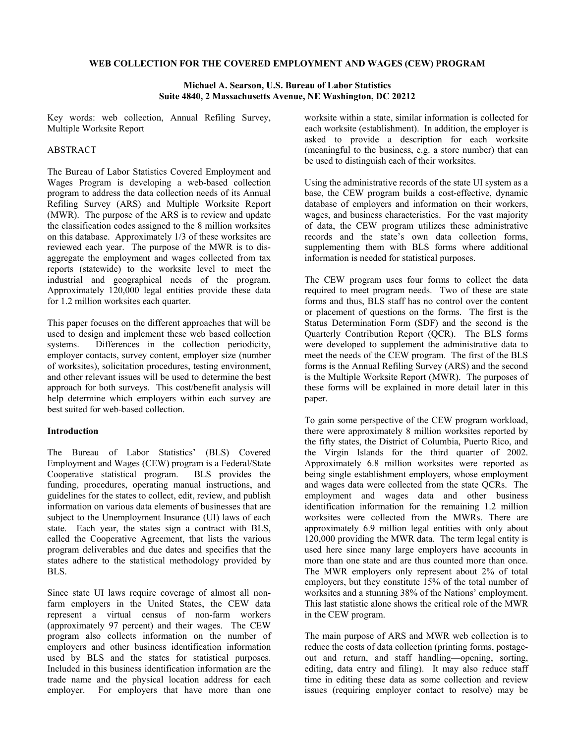# WEB COLLECTION FOR THE COVERED EMPLOYMENT AND WAGES (CEW) PROGRAM

**Michael A. Searson, U.S. Bureau of Labor Statistics**
**Suite 4840, 2 Massachusetts Avenue, NE Washington, DC 20212**

Key words: web collection, Annual Refiling Survey, Multiple Worksite Report

## ABSTRACT

The Bureau of Labor Statistics Covered Employment and Wages Program is developing a web-based collection program to address the data collection needs of its Annual Refiling Survey (ARS) and Multiple Worksite Report (MWR). The purpose of the ARS is to review and update the classification codes assigned to the 8 million worksites on this database. Approximately 1/3 of these worksites are reviewed each year. The purpose of the MWR is to dis-aggregate the employment and wages collected from tax reports (statewide) to the worksite level to meet the industrial and geographical needs of the program. Approximately 120,000 legal entities provide these data for 1.2 million worksites each quarter.

This paper focuses on the different approaches that will be used to design and implement these web based collection systems. Differences in the collection periodicity, employer contacts, survey content, employer size (number of worksites), solicitation procedures, testing environment, and other relevant issues will be used to determine the best approach for both surveys. This cost/benefit analysis will help determine which employers within each survey are best suited for web-based collection.

## Introduction

The Bureau of Labor Statistics' (BLS) Covered Employment and Wages (CEW) program is a Federal/State Cooperative statistical program. BLS provides the funding, procedures, operating manual instructions, and guidelines for the states to collect, edit, review, and publish information on various data elements of businesses that are subject to the Unemployment Insurance (UI) laws of each state. Each year, the states sign a contract with BLS, called the Cooperative Agreement, that lists the various program deliverables and due dates and specifies that the states adhere to the statistical methodology provided by BLS.

Since state UI laws require coverage of almost all non-farm employers in the United States, the CEW data represent a virtual census of non-farm workers (approximately 97 percent) and their wages. The CEW program also collects information on the number of employers and other business identification information used by BLS and the states for statistical purposes. Included in this business identification information are the trade name and the physical location address for each employer. For employers that have more than one worksite within a state, similar information is collected for each worksite (establishment). In addition, the employer is asked to provide a description for each worksite (meaningful to the business, e.g. a store number) that can be used to distinguish each of their worksites.

Using the administrative records of the state UI system as a base, the CEW program builds a cost-effective, dynamic database of employers and information on their workers, wages, and business characteristics. For the vast majority of data, the CEW program utilizes these administrative records and the state's own data collection forms, supplementing them with BLS forms where additional information is needed for statistical purposes.

The CEW program uses four forms to collect the data required to meet program needs. Two of these are state forms and thus, BLS staff has no control over the content or placement of questions on the forms. The first is the Status Determination Form (SDF) and the second is the Quarterly Contribution Report (QCR). The BLS forms were developed to supplement the administrative data to meet the needs of the CEW program. The first of the BLS forms is the Annual Refiling Survey (ARS) and the second is the Multiple Worksite Report (MWR). The purposes of these forms will be explained in more detail later in this paper.

To gain some perspective of the CEW program workload, there were approximately 8 million worksites reported by the fifty states, the District of Columbia, Puerto Rico, and the Virgin Islands for the third quarter of 2002. Approximately 6.8 million worksites were reported as being single establishment employers, whose employment and wages data were collected from the state QCRs. The employment and wages data and other business identification information for the remaining 1.2 million worksites were collected from the MWRs. There are approximately 6.9 million legal entities with only about 120,000 providing the MWR data. The term legal entity is used here since many large employers have accounts in more than one state and are thus counted more than once. The MWR employers only represent about 2% of total employers, but they constitute 15% of the total number of worksites and a stunning 38% of the Nations' employment. This last statistic alone shows the critical role of the MWR in the CEW program.

The main purpose of ARS and MWR web collection is to reduce the costs of data collection (printing forms, postage-out and return, and staff handling—opening, sorting, editing, data entry and filing). It may also reduce staff time in editing these data as some collection and review issues (requiring employer contact to resolve) may be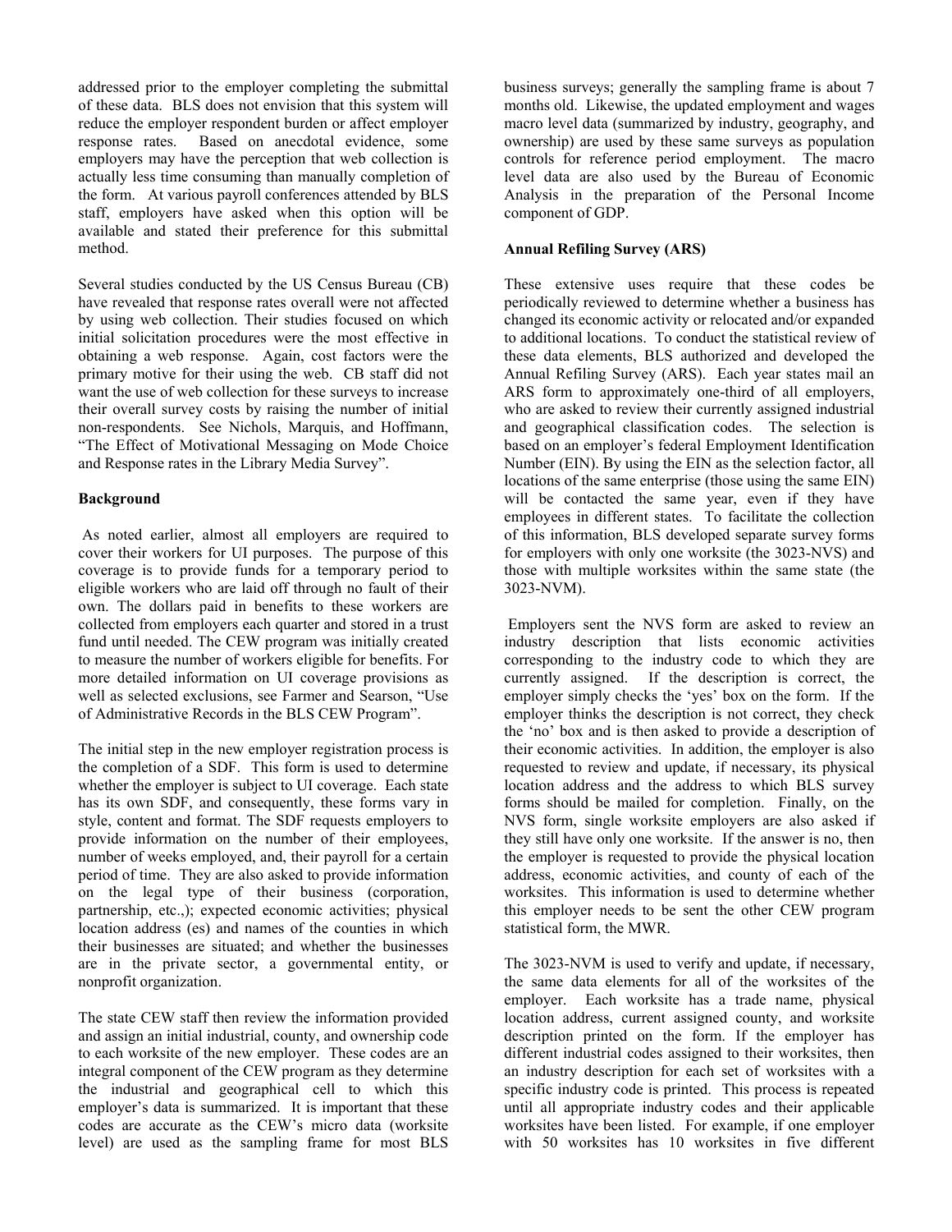addressed prior to the employer completing the submittal of these data. BLS does not envision that this system will reduce the employer respondent burden or affect employer response rates. Based on anecdotal evidence, some employers may have the perception that web collection is actually less time consuming than manually completion of the form. At various payroll conferences attended by BLS staff, employers have asked when this option will be available and stated their preference for this submittal method.

Several studies conducted by the US Census Bureau (CB) have revealed that response rates overall were not affected by using web collection. Their studies focused on which initial solicitation procedures were the most effective in obtaining a web response. Again, cost factors were the primary motive for their using the web. CB staff did not want the use of web collection for these surveys to increase their overall survey costs by raising the number of initial non-respondents. See Nichols, Marquis, and Hoffmann, "The Effect of Motivational Messaging on Mode Choice and Response rates in the Library Media Survey".

**Background**

As noted earlier, almost all employers are required to cover their workers for UI purposes. The purpose of this coverage is to provide funds for a temporary period to eligible workers who are laid off through no fault of their own. The dollars paid in benefits to these workers are collected from employers each quarter and stored in a trust fund until needed. The CEW program was initially created to measure the number of workers eligible for benefits. For more detailed information on UI coverage provisions as well as selected exclusions, see Farmer and Searson, "Use of Administrative Records in the BLS CEW Program".

The initial step in the new employer registration process is the completion of a SDF. This form is used to determine whether the employer is subject to UI coverage. Each state has its own SDF, and consequently, these forms vary in style, content and format. The SDF requests employers to provide information on the number of their employees, number of weeks employed, and, their payroll for a certain period of time. They are also asked to provide information on the legal type of their business (corporation, partnership, etc.,); expected economic activities; physical location address (es) and names of the counties in which their businesses are situated; and whether the businesses are in the private sector, a governmental entity, or nonprofit organization.

The state CEW staff then review the information provided and assign an initial industrial, county, and ownership code to each worksite of the new employer. These codes are an integral component of the CEW program as they determine the industrial and geographical cell to which this employer's data is summarized. It is important that these codes are accurate as the CEW's micro data (worksite level) are used as the sampling frame for most BLS business surveys; generally the sampling frame is about 7 months old. Likewise, the updated employment and wages macro level data (summarized by industry, geography, and ownership) are used by these same surveys as population controls for reference period employment. The macro level data are also used by the Bureau of Economic Analysis in the preparation of the Personal Income component of GDP.

**Annual Refiling Survey (ARS)**

These extensive uses require that these codes be periodically reviewed to determine whether a business has changed its economic activity or relocated and/or expanded to additional locations. To conduct the statistical review of these data elements, BLS authorized and developed the Annual Refiling Survey (ARS). Each year states mail an ARS form to approximately one-third of all employers, who are asked to review their currently assigned industrial and geographical classification codes. The selection is based on an employer's federal Employment Identification Number (EIN). By using the EIN as the selection factor, all locations of the same enterprise (those using the same EIN) will be contacted the same year, even if they have employees in different states. To facilitate the collection of this information, BLS developed separate survey forms for employers with only one worksite (the 3023-NVS) and those with multiple worksites within the same state (the 3023-NVM).

Employers sent the NVS form are asked to review an industry description that lists economic activities corresponding to the industry code to which they are currently assigned. If the description is correct, the employer simply checks the 'yes' box on the form. If the employer thinks the description is not correct, they check the 'no' box and is then asked to provide a description of their economic activities. In addition, the employer is also requested to review and update, if necessary, its physical location address and the address to which BLS survey forms should be mailed for completion. Finally, on the NVS form, single worksite employers are also asked if they still have only one worksite. If the answer is no, then the employer is requested to provide the physical location address, economic activities, and county of each of the worksites. This information is used to determine whether this employer needs to be sent the other CEW program statistical form, the MWR.

The 3023-NVM is used to verify and update, if necessary, the same data elements for all of the worksites of the employer. Each worksite has a trade name, physical location address, current assigned county, and worksite description printed on the form. If the employer has different industrial codes assigned to their worksites, then an industry description for each set of worksites with a specific industry code is printed. This process is repeated until all appropriate industry codes and their applicable worksites have been listed. For example, if one employer with 50 worksites has 10 worksites in five different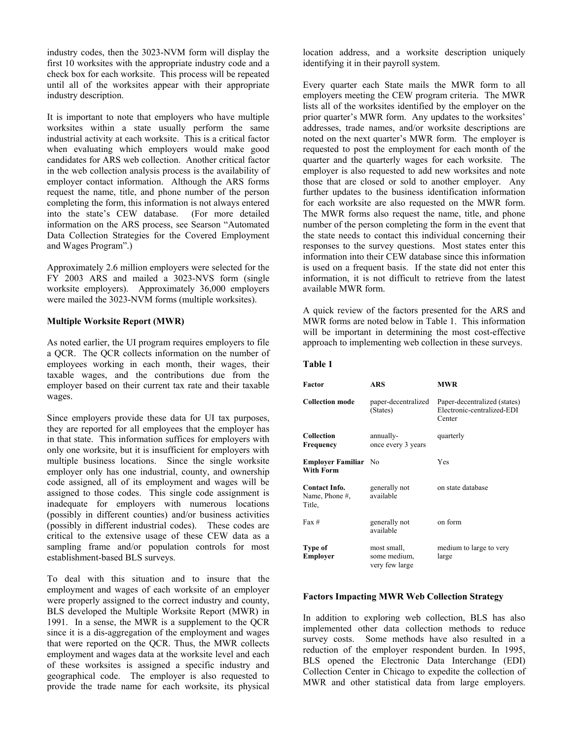industry codes, then the 3023-NVM form will display the first 10 worksites with the appropriate industry code and a check box for each worksite. This process will be repeated until all of the worksites appear with their appropriate industry description.

It is important to note that employers who have multiple worksites within a state usually perform the same industrial activity at each worksite. This is a critical factor when evaluating which employers would make good candidates for ARS web collection. Another critical factor in the web collection analysis process is the availability of employer contact information. Although the ARS forms request the name, title, and phone number of the person completing the form, this information is not always entered into the state's CEW database. (For more detailed information on the ARS process, see Searson "Automated Data Collection Strategies for the Covered Employment and Wages Program".)

Approximately 2.6 million employers were selected for the FY 2003 ARS and mailed a 3023-NVS form (single worksite employers). Approximately 36,000 employers were mailed the 3023-NVM forms (multiple worksites).

**Multiple Worksite Report (MWR)**

As noted earlier, the UI program requires employers to file a QCR. The QCR collects information on the number of employees working in each month, their wages, their taxable wages, and the contributions due from the employer based on their current tax rate and their taxable wages.

Since employers provide these data for UI tax purposes, they are reported for all employees that the employer has in that state. This information suffices for employers with only one worksite, but it is insufficient for employers with multiple business locations. Since the single worksite employer only has one industrial, county, and ownership code assigned, all of its employment and wages will be assigned to those codes. This single code assignment is inadequate for employers with numerous locations (possibly in different counties) and/or business activities (possibly in different industrial codes). These codes are critical to the extensive usage of these CEW data as a sampling frame and/or population controls for most establishment-based BLS surveys.

To deal with this situation and to insure that the employment and wages of each worksite of an employer were properly assigned to the correct industry and county, BLS developed the Multiple Worksite Report (MWR) in 1991. In a sense, the MWR is a supplement to the QCR since it is a dis-aggregation of the employment and wages that were reported on the QCR. Thus, the MWR collects employment and wages data at the worksite level and each of these worksites is assigned a specific industry and geographical code. The employer is also requested to provide the trade name for each worksite, its physical location address, and a worksite description uniquely identifying it in their payroll system.

Every quarter each State mails the MWR form to all employers meeting the CEW program criteria. The MWR lists all of the worksites identified by the employer on the prior quarter's MWR form. Any updates to the worksites' addresses, trade names, and/or worksite descriptions are noted on the next quarter's MWR form. The employer is requested to post the employment for each month of the quarter and the quarterly wages for each worksite. The employer is also requested to add new worksites and note those that are closed or sold to another employer. Any further updates to the business identification information for each worksite are also requested on the MWR form. The MWR forms also request the name, title, and phone number of the person completing the form in the event that the state needs to contact this individual concerning their responses to the survey questions. Most states enter this information into their CEW database since this information is used on a frequent basis. If the state did not enter this information, it is not difficult to retrieve from the latest available MWR form.

A quick review of the factors presented for the ARS and MWR forms are noted below in Table 1. This information will be important in determining the most cost-effective approach to implementing web collection in these surveys.

**Table 1**

| Factor | ARS | MWR |
|---|---|---|
| **Collection mode** | paper-decentralized (States) | Paper-decentralized (states) Electronic-centralized-EDI Center |
| **Collection Frequency** | annually- once every 3 years | quarterly |
| **Employer Familiar With Form** | No | Yes |
| **Contact Info.** Name, Phone #, Title, | generally not available | on state database |
| Fax # | generally not available | on form |
| **Type of Employer** | most small, some medium, very few large | medium to large to very large |

**Factors Impacting MWR Web Collection Strategy**

In addition to exploring web collection, BLS has also implemented other data collection methods to reduce survey costs. Some methods have also resulted in a reduction of the employer respondent burden. In 1995, BLS opened the Electronic Data Interchange (EDI) Collection Center in Chicago to expedite the collection of MWR and other statistical data from large employers.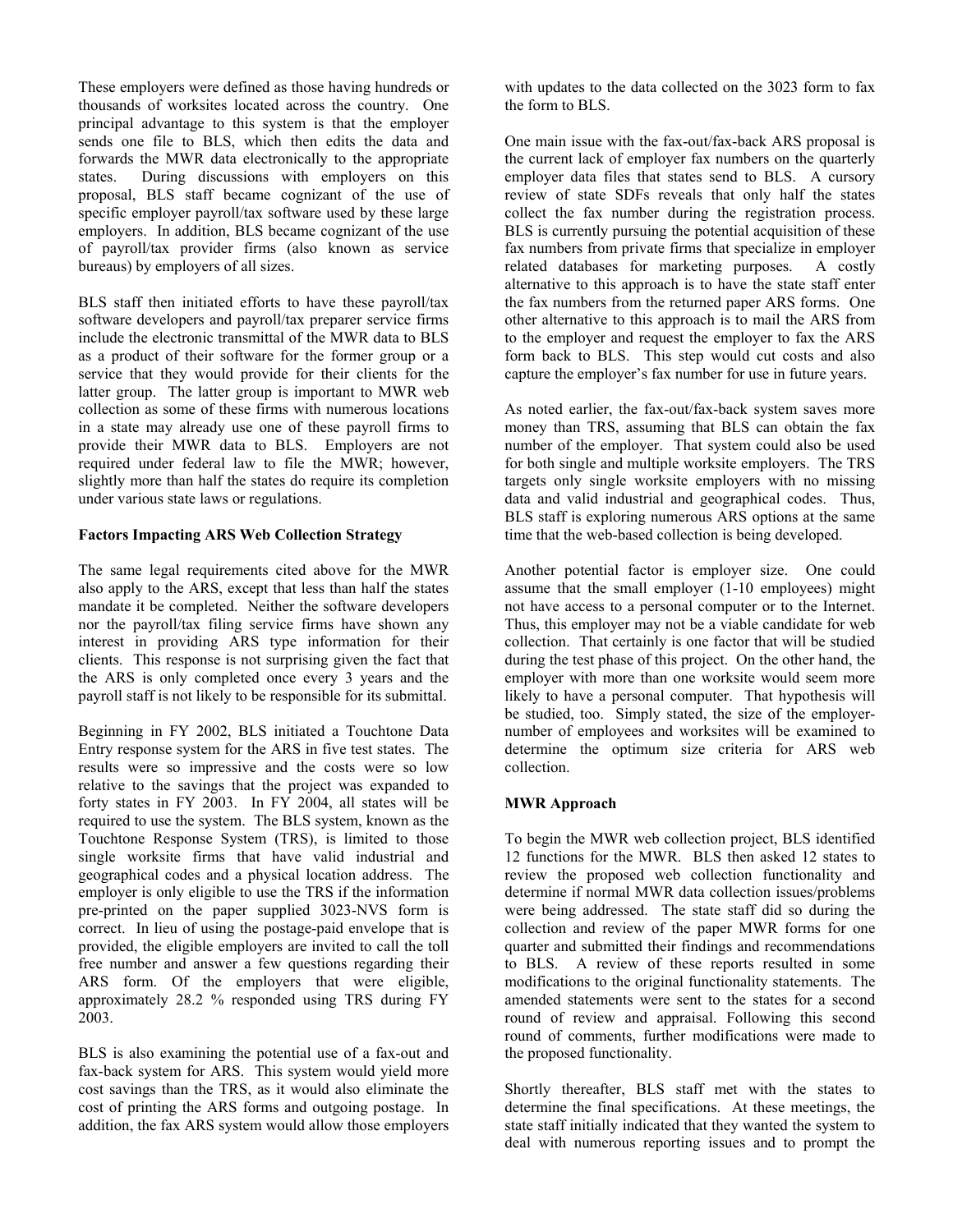These employers were defined as those having hundreds or thousands of worksites located across the country. One principal advantage to this system is that the employer sends one file to BLS, which then edits the data and forwards the MWR data electronically to the appropriate states. During discussions with employers on this proposal, BLS staff became cognizant of the use of specific employer payroll/tax software used by these large employers. In addition, BLS became cognizant of the use of payroll/tax provider firms (also known as service bureaus) by employers of all sizes.

BLS staff then initiated efforts to have these payroll/tax software developers and payroll/tax preparer service firms include the electronic transmittal of the MWR data to BLS as a product of their software for the former group or a service that they would provide for their clients for the latter group. The latter group is important to MWR web collection as some of these firms with numerous locations in a state may already use one of these payroll firms to provide their MWR data to BLS. Employers are not required under federal law to file the MWR; however, slightly more than half the states do require its completion under various state laws or regulations.

**Factors Impacting ARS Web Collection Strategy**

The same legal requirements cited above for the MWR also apply to the ARS, except that less than half the states mandate it be completed. Neither the software developers nor the payroll/tax filing service firms have shown any interest in providing ARS type information for their clients. This response is not surprising given the fact that the ARS is only completed once every 3 years and the payroll staff is not likely to be responsible for its submittal.

Beginning in FY 2002, BLS initiated a Touchtone Data Entry response system for the ARS in five test states. The results were so impressive and the costs were so low relative to the savings that the project was expanded to forty states in FY 2003. In FY 2004, all states will be required to use the system. The BLS system, known as the Touchtone Response System (TRS), is limited to those single worksite firms that have valid industrial and geographical codes and a physical location address. The employer is only eligible to use the TRS if the information pre-printed on the paper supplied 3023-NVS form is correct. In lieu of using the postage-paid envelope that is provided, the eligible employers are invited to call the toll free number and answer a few questions regarding their ARS form. Of the employers that were eligible, approximately 28.2 % responded using TRS during FY 2003.

BLS is also examining the potential use of a fax-out and fax-back system for ARS. This system would yield more cost savings than the TRS, as it would also eliminate the cost of printing the ARS forms and outgoing postage. In addition, the fax ARS system would allow those employers with updates to the data collected on the 3023 form to fax the form to BLS.

One main issue with the fax-out/fax-back ARS proposal is the current lack of employer fax numbers on the quarterly employer data files that states send to BLS. A cursory review of state SDFs reveals that only half the states collect the fax number during the registration process. BLS is currently pursuing the potential acquisition of these fax numbers from private firms that specialize in employer related databases for marketing purposes. A costly alternative to this approach is to have the state staff enter the fax numbers from the returned paper ARS forms. One other alternative to this approach is to mail the ARS from to the employer and request the employer to fax the ARS form back to BLS. This step would cut costs and also capture the employer's fax number for use in future years.

As noted earlier, the fax-out/fax-back system saves more money than TRS, assuming that BLS can obtain the fax number of the employer. That system could also be used for both single and multiple worksite employers. The TRS targets only single worksite employers with no missing data and valid industrial and geographical codes. Thus, BLS staff is exploring numerous ARS options at the same time that the web-based collection is being developed.

Another potential factor is employer size. One could assume that the small employer (1-10 employees) might not have access to a personal computer or to the Internet. Thus, this employer may not be a viable candidate for web collection. That certainly is one factor that will be studied during the test phase of this project. On the other hand, the employer with more than one worksite would seem more likely to have a personal computer. That hypothesis will be studied, too. Simply stated, the size of the employer-number of employees and worksites will be examined to determine the optimum size criteria for ARS web collection.

**MWR Approach**

To begin the MWR web collection project, BLS identified 12 functions for the MWR. BLS then asked 12 states to review the proposed web collection functionality and determine if normal MWR data collection issues/problems were being addressed. The state staff did so during the collection and review of the paper MWR forms for one quarter and submitted their findings and recommendations to BLS. A review of these reports resulted in some modifications to the original functionality statements. The amended statements were sent to the states for a second round of review and appraisal. Following this second round of comments, further modifications were made to the proposed functionality.

Shortly thereafter, BLS staff met with the states to determine the final specifications. At these meetings, the state staff initially indicated that they wanted the system to deal with numerous reporting issues and to prompt the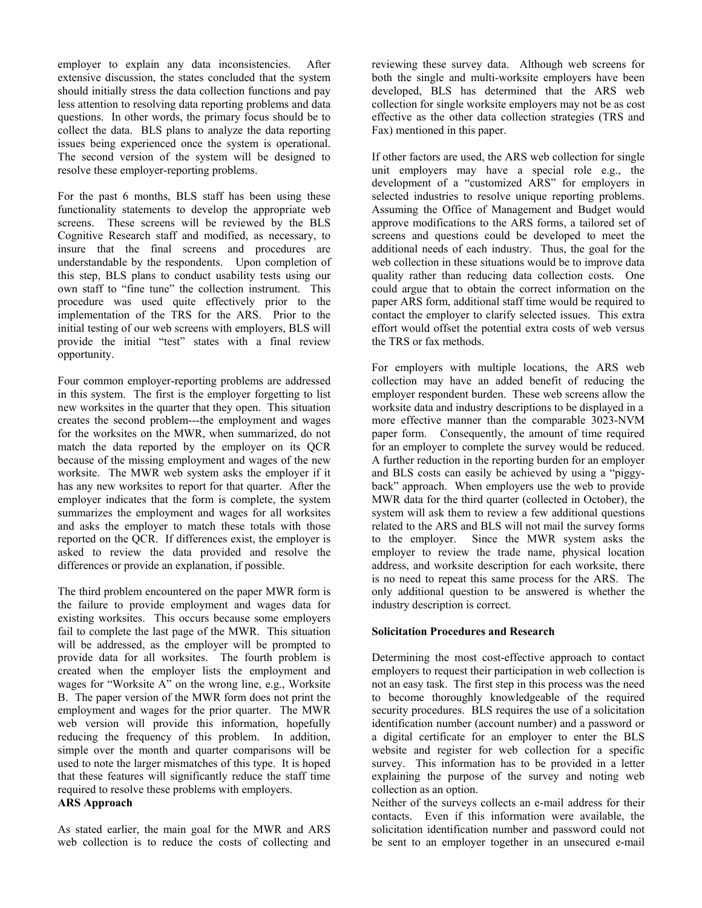employer to explain any data inconsistencies. After extensive discussion, the states concluded that the system should initially stress the data collection functions and pay less attention to resolving data reporting problems and data questions. In other words, the primary focus should be to collect the data. BLS plans to analyze the data reporting issues being experienced once the system is operational. The second version of the system will be designed to resolve these employer-reporting problems.

For the past 6 months, BLS staff has been using these functionality statements to develop the appropriate web screens. These screens will be reviewed by the BLS Cognitive Research staff and modified, as necessary, to insure that the final screens and procedures are understandable by the respondents. Upon completion of this step, BLS plans to conduct usability tests using our own staff to "fine tune" the collection instrument. This procedure was used quite effectively prior to the implementation of the TRS for the ARS. Prior to the initial testing of our web screens with employers, BLS will provide the initial "test" states with a final review opportunity.

Four common employer-reporting problems are addressed in this system. The first is the employer forgetting to list new worksites in the quarter that they open. This situation creates the second problem---the employment and wages for the worksites on the MWR, when summarized, do not match the data reported by the employer on its QCR because of the missing employment and wages of the new worksite. The MWR web system asks the employer if it has any new worksites to report for that quarter. After the employer indicates that the form is complete, the system summarizes the employment and wages for all worksites and asks the employer to match these totals with those reported on the QCR. If differences exist, the employer is asked to review the data provided and resolve the differences or provide an explanation, if possible.

The third problem encountered on the paper MWR form is the failure to provide employment and wages data for existing worksites. This occurs because some employers fail to complete the last page of the MWR. This situation will be addressed, as the employer will be prompted to provide data for all worksites. The fourth problem is created when the employer lists the employment and wages for "Worksite A" on the wrong line, e.g., Worksite B. The paper version of the MWR form does not print the employment and wages for the prior quarter. The MWR web version will provide this information, hopefully reducing the frequency of this problem. In addition, simple over the month and quarter comparisons will be used to note the larger mismatches of this type. It is hoped that these features will significantly reduce the staff time required to resolve these problems with employers.

**ARS Approach**

As stated earlier, the main goal for the MWR and ARS web collection is to reduce the costs of collecting and reviewing these survey data. Although web screens for both the single and multi-worksite employers have been developed, BLS has determined that the ARS web collection for single worksite employers may not be as cost effective as the other data collection strategies (TRS and Fax) mentioned in this paper.

If other factors are used, the ARS web collection for single unit employers may have a special role e.g., the development of a "customized ARS" for employers in selected industries to resolve unique reporting problems. Assuming the Office of Management and Budget would approve modifications to the ARS forms, a tailored set of screens and questions could be developed to meet the additional needs of each industry. Thus, the goal for the web collection in these situations would be to improve data quality rather than reducing data collection costs. One could argue that to obtain the correct information on the paper ARS form, additional staff time would be required to contact the employer to clarify selected issues. This extra effort would offset the potential extra costs of web versus the TRS or fax methods.

For employers with multiple locations, the ARS web collection may have an added benefit of reducing the employer respondent burden. These web screens allow the worksite data and industry descriptions to be displayed in a more effective manner than the comparable 3023-NVM paper form. Consequently, the amount of time required for an employer to complete the survey would be reduced. A further reduction in the reporting burden for an employer and BLS costs can easily be achieved by using a "piggy-back" approach. When employers use the web to provide MWR data for the third quarter (collected in October), the system will ask them to review a few additional questions related to the ARS and BLS will not mail the survey forms to the employer. Since the MWR system asks the employer to review the trade name, physical location address, and worksite description for each worksite, there is no need to repeat this same process for the ARS. The only additional question to be answered is whether the industry description is correct.

**Solicitation Procedures and Research**

Determining the most cost-effective approach to contact employers to request their participation in web collection is not an easy task. The first step in this process was the need to become thoroughly knowledgeable of the required security procedures. BLS requires the use of a solicitation identification number (account number) and a password or a digital certificate for an employer to enter the BLS website and register for web collection for a specific survey. This information has to be provided in a letter explaining the purpose of the survey and noting web collection as an option.

Neither of the surveys collects an e-mail address for their contacts. Even if this information were available, the solicitation identification number and password could not be sent to an employer together in an unsecured e-mail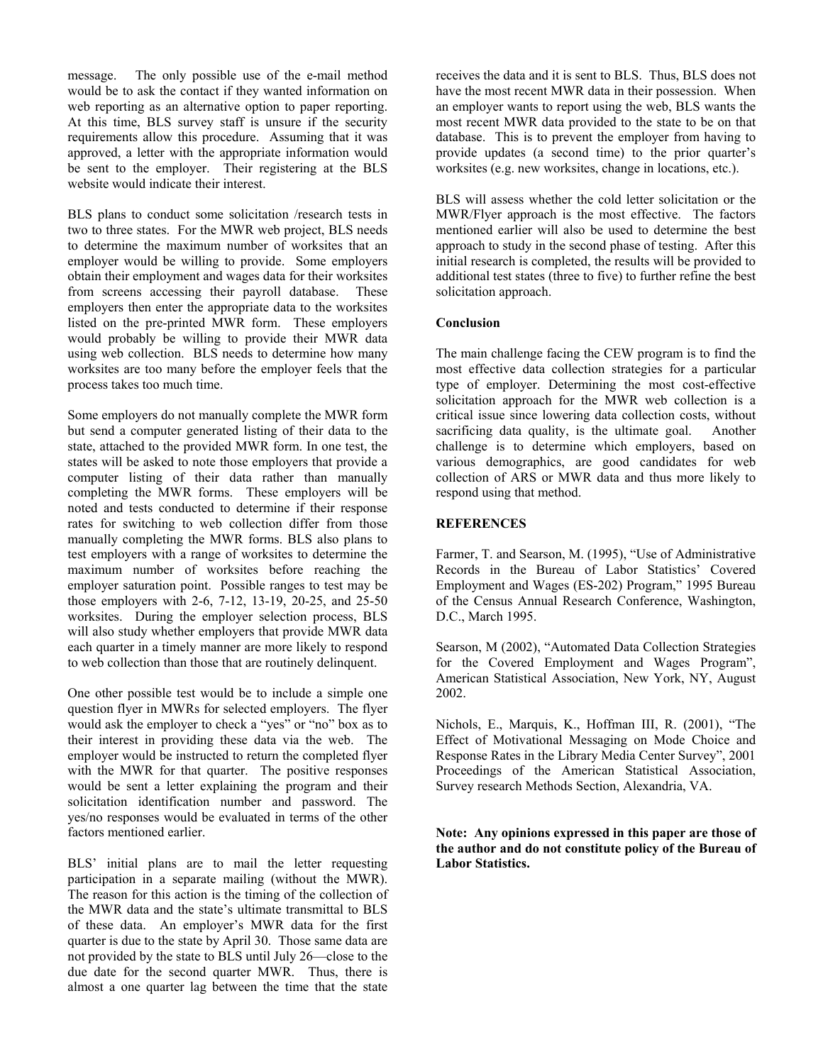message. The only possible use of the e-mail method would be to ask the contact if they wanted information on web reporting as an alternative option to paper reporting. At this time, BLS survey staff is unsure if the security requirements allow this procedure. Assuming that it was approved, a letter with the appropriate information would be sent to the employer. Their registering at the BLS website would indicate their interest.

BLS plans to conduct some solicitation /research tests in two to three states. For the MWR web project, BLS needs to determine the maximum number of worksites that an employer would be willing to provide. Some employers obtain their employment and wages data for their worksites from screens accessing their payroll database. These employers then enter the appropriate data to the worksites listed on the pre-printed MWR form. These employers would probably be willing to provide their MWR data using web collection. BLS needs to determine how many worksites are too many before the employer feels that the process takes too much time.

Some employers do not manually complete the MWR form but send a computer generated listing of their data to the state, attached to the provided MWR form. In one test, the states will be asked to note those employers that provide a computer listing of their data rather than manually completing the MWR forms. These employers will be noted and tests conducted to determine if their response rates for switching to web collection differ from those manually completing the MWR forms. BLS also plans to test employers with a range of worksites to determine the maximum number of worksites before reaching the employer saturation point. Possible ranges to test may be those employers with 2-6, 7-12, 13-19, 20-25, and 25-50 worksites. During the employer selection process, BLS will also study whether employers that provide MWR data each quarter in a timely manner are more likely to respond to web collection than those that are routinely delinquent.

One other possible test would be to include a simple one question flyer in MWRs for selected employers. The flyer would ask the employer to check a "yes" or "no" box as to their interest in providing these data via the web. The employer would be instructed to return the completed flyer with the MWR for that quarter. The positive responses would be sent a letter explaining the program and their solicitation identification number and password. The yes/no responses would be evaluated in terms of the other factors mentioned earlier.

BLS' initial plans are to mail the letter requesting participation in a separate mailing (without the MWR). The reason for this action is the timing of the collection of the MWR data and the state's ultimate transmittal to BLS of these data. An employer's MWR data for the first quarter is due to the state by April 30. Those same data are not provided by the state to BLS until July 26—close to the due date for the second quarter MWR. Thus, there is almost a one quarter lag between the time that the state receives the data and it is sent to BLS. Thus, BLS does not have the most recent MWR data in their possession. When an employer wants to report using the web, BLS wants the most recent MWR data provided to the state to be on that database. This is to prevent the employer from having to provide updates (a second time) to the prior quarter's worksites (e.g. new worksites, change in locations, etc.).

BLS will assess whether the cold letter solicitation or the MWR/Flyer approach is the most effective. The factors mentioned earlier will also be used to determine the best approach to study in the second phase of testing. After this initial research is completed, the results will be provided to additional test states (three to five) to further refine the best solicitation approach.

## Conclusion

The main challenge facing the CEW program is to find the most effective data collection strategies for a particular type of employer. Determining the most cost-effective solicitation approach for the MWR web collection is a critical issue since lowering data collection costs, without sacrificing data quality, is the ultimate goal. Another challenge is to determine which employers, based on various demographics, are good candidates for web collection of ARS or MWR data and thus more likely to respond using that method.

## REFERENCES

Farmer, T. and Searson, M. (1995), "Use of Administrative Records in the Bureau of Labor Statistics' Covered Employment and Wages (ES-202) Program," 1995 Bureau of the Census Annual Research Conference, Washington, D.C., March 1995.

Searson, M (2002), "Automated Data Collection Strategies for the Covered Employment and Wages Program", American Statistical Association, New York, NY, August 2002.

Nichols, E., Marquis, K., Hoffman III, R. (2001), "The Effect of Motivational Messaging on Mode Choice and Response Rates in the Library Media Center Survey", 2001 Proceedings of the American Statistical Association, Survey research Methods Section, Alexandria, VA.

**Note: Any opinions expressed in this paper are those of the author and do not constitute policy of the Bureau of Labor Statistics.**